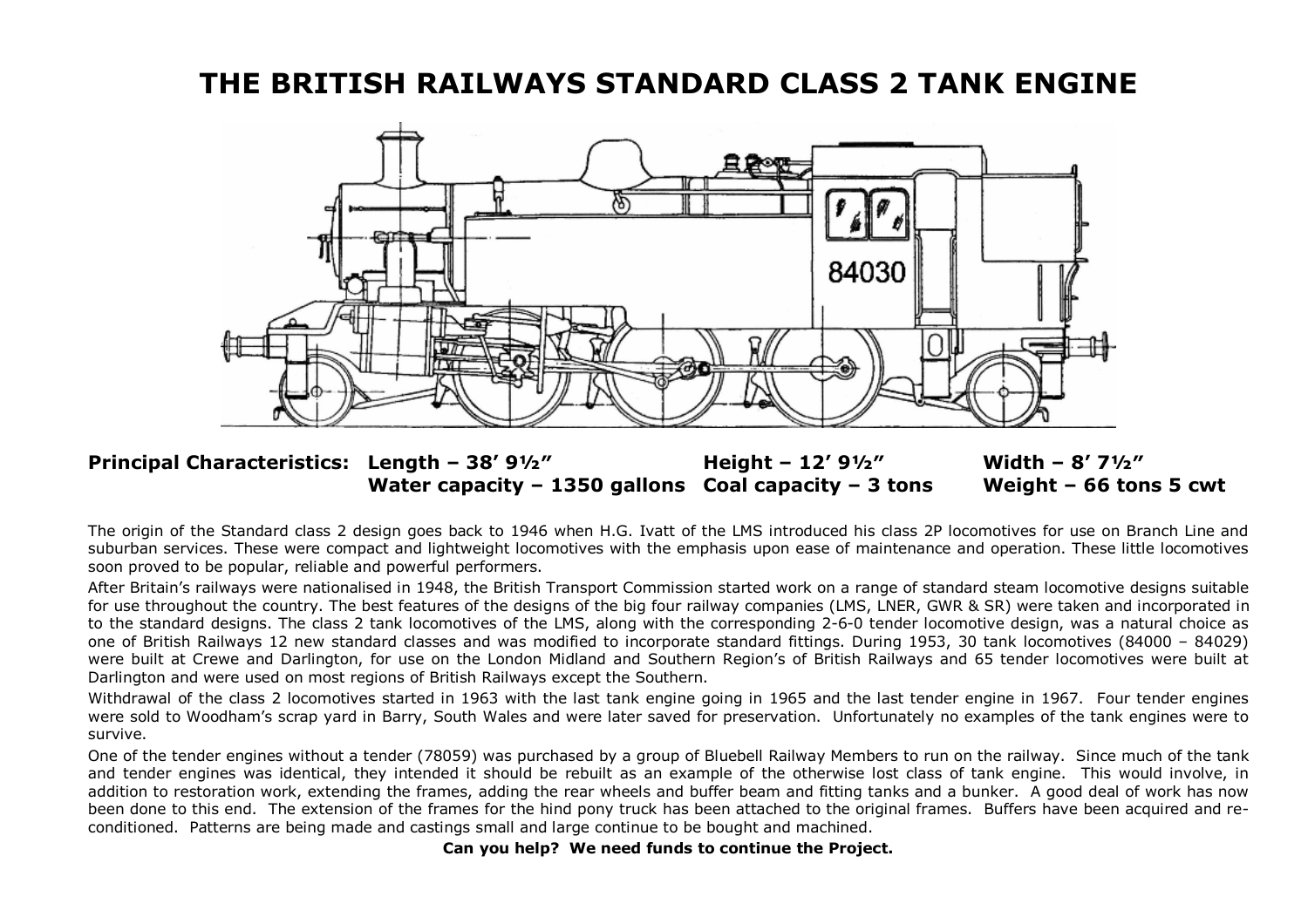# THE BRITISH RAILWAYS STANDARD CLASS 2 TANK ENGINE

**Principal Characteristics:** **Length – 38′ 9½″** **Height – 12′ 9½″** **Width – 8′ 7½″**
**Water capacity – 1350 gallons** **Coal capacity – 3 tons** **Weight – 66 tons 5 cwt**

The origin of the Standard class 2 design goes back to 1946 when H.G. Ivatt of the LMS introduced his class 2P locomotives for use on Branch Line and suburban services. These were compact and lightweight locomotives with the emphasis upon ease of maintenance and operation. These little locomotives soon proved to be popular, reliable and powerful performers.

After Britain's railways were nationalised in 1948, the British Transport Commission started work on a range of standard steam locomotive designs suitable for use throughout the country. The best features of the designs of the big four railway companies (LMS, LNER, GWR & SR) were taken and incorporated in to the standard designs. The class 2 tank locomotives of the LMS, along with the corresponding 2-6-0 tender locomotive design, was a natural choice as one of British Railways 12 new standard classes and was modified to incorporate standard fittings. During 1953, 30 tank locomotives (84000 – 84029) were built at Crewe and Darlington, for use on the London Midland and Southern Region's of British Railways and 65 tender locomotives were built at Darlington and were used on most regions of British Railways except the Southern.

Withdrawal of the class 2 locomotives started in 1963 with the last tank engine going in 1965 and the last tender engine in 1967. Four tender engines were sold to Woodham's scrap yard in Barry, South Wales and were later saved for preservation. Unfortunately no examples of the tank engines were to survive.

One of the tender engines without a tender (78059) was purchased by a group of Bluebell Railway Members to run on the railway. Since much of the tank and tender engines was identical, they intended it should be rebuilt as an example of the otherwise lost class of tank engine. This would involve, in addition to restoration work, extending the frames, adding the rear wheels and buffer beam and fitting tanks and a bunker. A good deal of work has now been done to this end. The extension of the frames for the hind pony truck has been attached to the original frames. Buffers have been acquired and re-conditioned. Patterns are being made and castings small and large continue to be bought and machined.

**Can you help? We need funds to continue the Project.**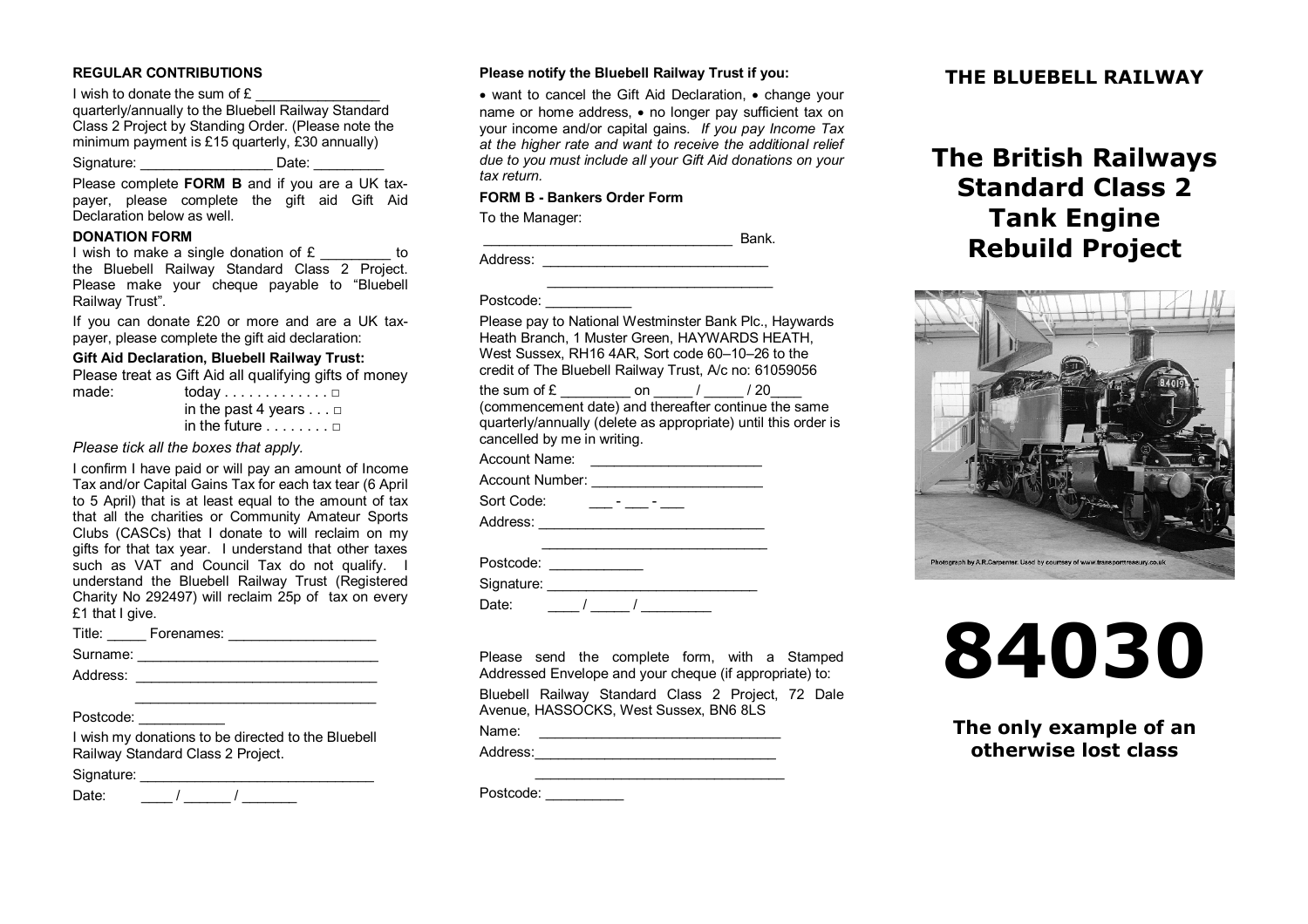### REGULAR CONTRIBUTIONS

I wish to donate the sum of £ ________________ quarterly/annually to the Bluebell Railway Standard Class 2 Project by Standing Order. (Please note the minimum payment is £15 quarterly, £30 annually)

Signature: ________________ Date: _________

Please complete **FORM B** and if you are a UK tax-payer, please complete the gift aid Gift Aid Declaration below as well.

### DONATION FORM

I wish to make a single donation of £ _________ to the Bluebell Railway Standard Class 2 Project. Please make your cheque payable to "Bluebell Railway Trust".

If you can donate £20 or more and are a UK tax-payer, please complete the gift aid declaration:

**Gift Aid Declaration, Bluebell Railway Trust:**

Please treat as Gift Aid all qualifying gifts of money made:

- today . . . . . . . . . . . . . □
- in the past 4 years . . . □
- in the future . . . . . . . . □

*Please tick all the boxes that apply.*

I confirm I have paid or will pay an amount of Income Tax and/or Capital Gains Tax for each tax tear (6 April to 5 April) that is at least equal to the amount of tax that all the charities or Community Amateur Sports Clubs (CASCs) that I donate to will reclaim on my gifts for that tax year. I understand that other taxes such as VAT and Council Tax do not qualify. I understand the Bluebell Railway Trust (Registered Charity No 292497) will reclaim 25p of tax on every £1 that I give.

Title: _____ Forenames: __________________

Surname: ______________________________

Address: ______________________________

______________________________

Postcode: ___________

I wish my donations to be directed to the Bluebell Railway Standard Class 2 Project.

Signature: ______________________________

Date: ____ / ______ / _______

**Please notify the Bluebell Railway Trust if you:**

• want to cancel the Gift Aid Declaration, • change your name or home address, • no longer pay sufficient tax on your income and/or capital gains. *If you pay Income Tax at the higher rate and want to receive the additional relief due to you must include all your Gift Aid donations on your tax return.*

**FORM B - Bankers Order Form**

To the Manager:

________________________________ Bank.

Address: _____________________________

_____________________________

Postcode: ___________

Please pay to National Westminster Bank Plc., Haywards Heath Branch, 1 Muster Green, HAYWARDS HEATH, West Sussex, RH16 4AR, Sort code 60–10–26 to the credit of The Bluebell Railway Trust, A/c no: 61059056

the sum of £ _________ on _____ / _____ / 20____ (commencement date) and thereafter continue the same quarterly/annually (delete as appropriate) until this order is cancelled by me in writing.

Account Name: ______________________

Account Number: ______________________

Sort Code: ___ - ___ - ___

Address: _____________________________

_____________________________

Postcode: ____________

Signature: ___________________________

Date: ____ / _____ / _________

Please send the complete form, with a Stamped Addressed Envelope and your cheque (if appropriate) to:

Bluebell Railway Standard Class 2 Project, 72 Dale Avenue, HASSOCKS, West Sussex, BN6 8LS

Name: ______________________________

Address:_______________________________

_______________________________

Postcode: __________

## THE BLUEBELL RAILWAY

# The British Railways Standard Class 2 Tank Engine Rebuild Project

Photograph by A.R.Carpenter. Used by courtesy of www.transporttreasury.co.uk

# 84030

**The only example of an otherwise lost class**